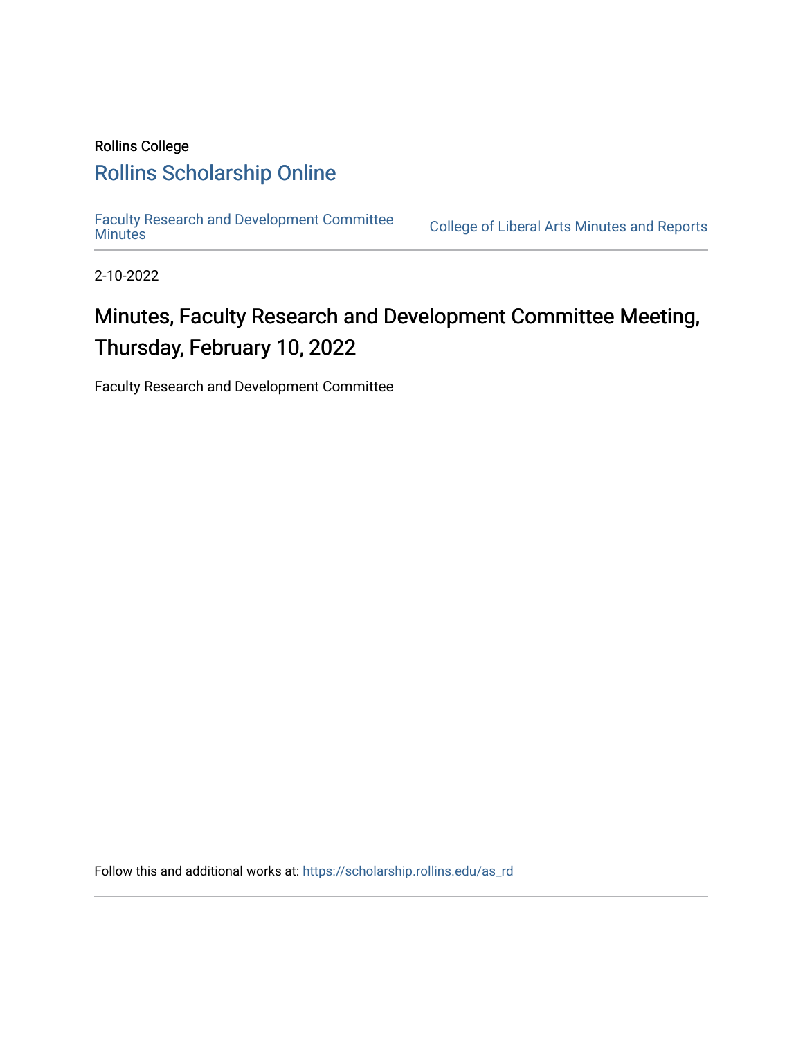Rollins College

# Rollins Scholarship Online

Faculty Research and Development Committee Minutes | College of Liberal Arts Minutes and Reports

2-10-2022

## Minutes, Faculty Research and Development Committee Meeting, Thursday, February 10, 2022

Faculty Research and Development Committee

Follow this and additional works at: https://scholarship.rollins.edu/as_rd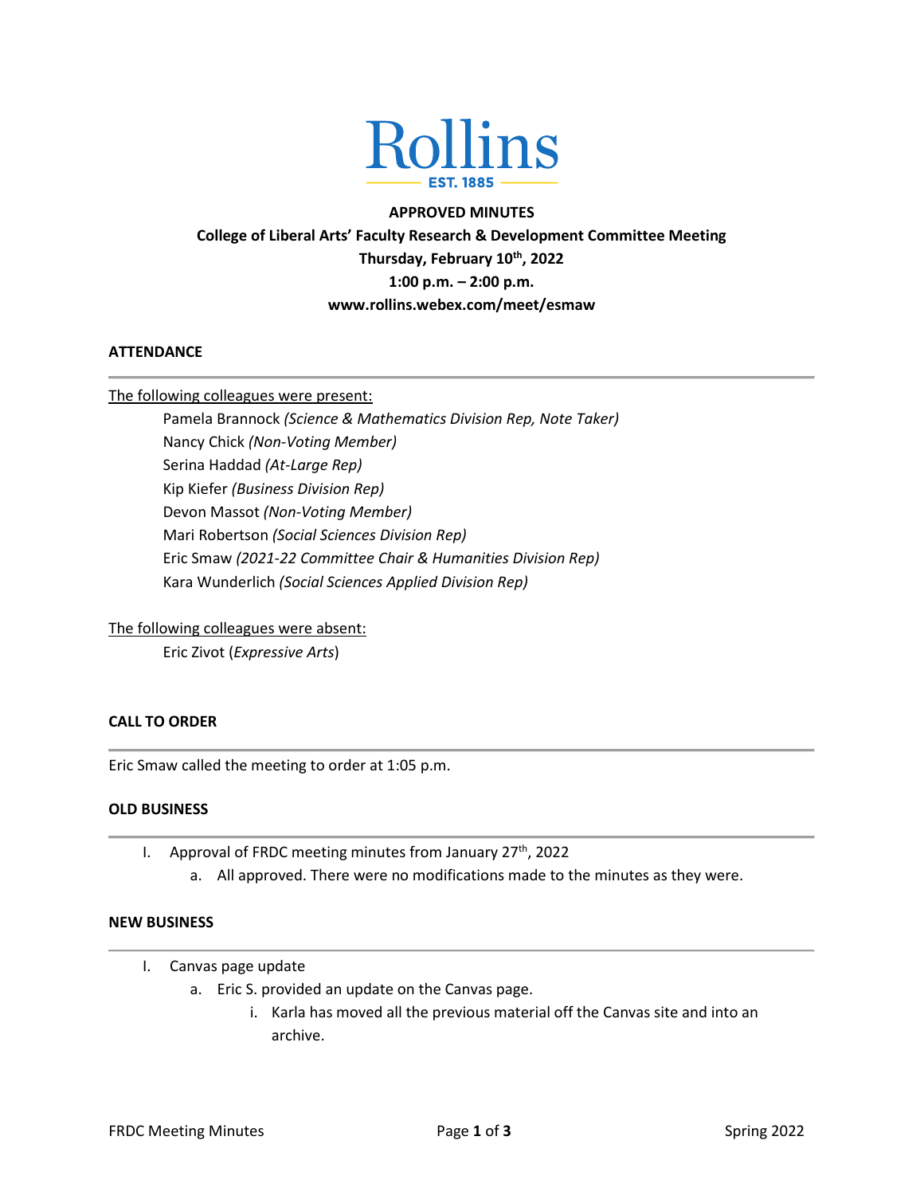Rollins
EST. 1885

**APPROVED MINUTES**
**College of Liberal Arts' Faculty Research & Development Committee Meeting**
**Thursday, February 10th, 2022**
**1:00 p.m. – 2:00 p.m.**
**www.rollins.webex.com/meet/esmaw**

## ATTENDANCE

The following colleagues were present:

- Pamela Brannock *(Science & Mathematics Division Rep, Note Taker)*
- Nancy Chick *(Non-Voting Member)*
- Serina Haddad *(At-Large Rep)*
- Kip Kiefer *(Business Division Rep)*
- Devon Massot *(Non-Voting Member)*
- Mari Robertson *(Social Sciences Division Rep)*
- Eric Smaw *(2021-22 Committee Chair & Humanities Division Rep)*
- Kara Wunderlich *(Social Sciences Applied Division Rep)*

The following colleagues were absent:

- Eric Zivot (*Expressive Arts*)

## CALL TO ORDER

Eric Smaw called the meeting to order at 1:05 p.m.

## OLD BUSINESS

I. Approval of FRDC meeting minutes from January 27th, 2022
   a. All approved. There were no modifications made to the minutes as they were.

## NEW BUSINESS

I. Canvas page update
   a. Eric S. provided an update on the Canvas page.
      i. Karla has moved all the previous material off the Canvas site and into an archive.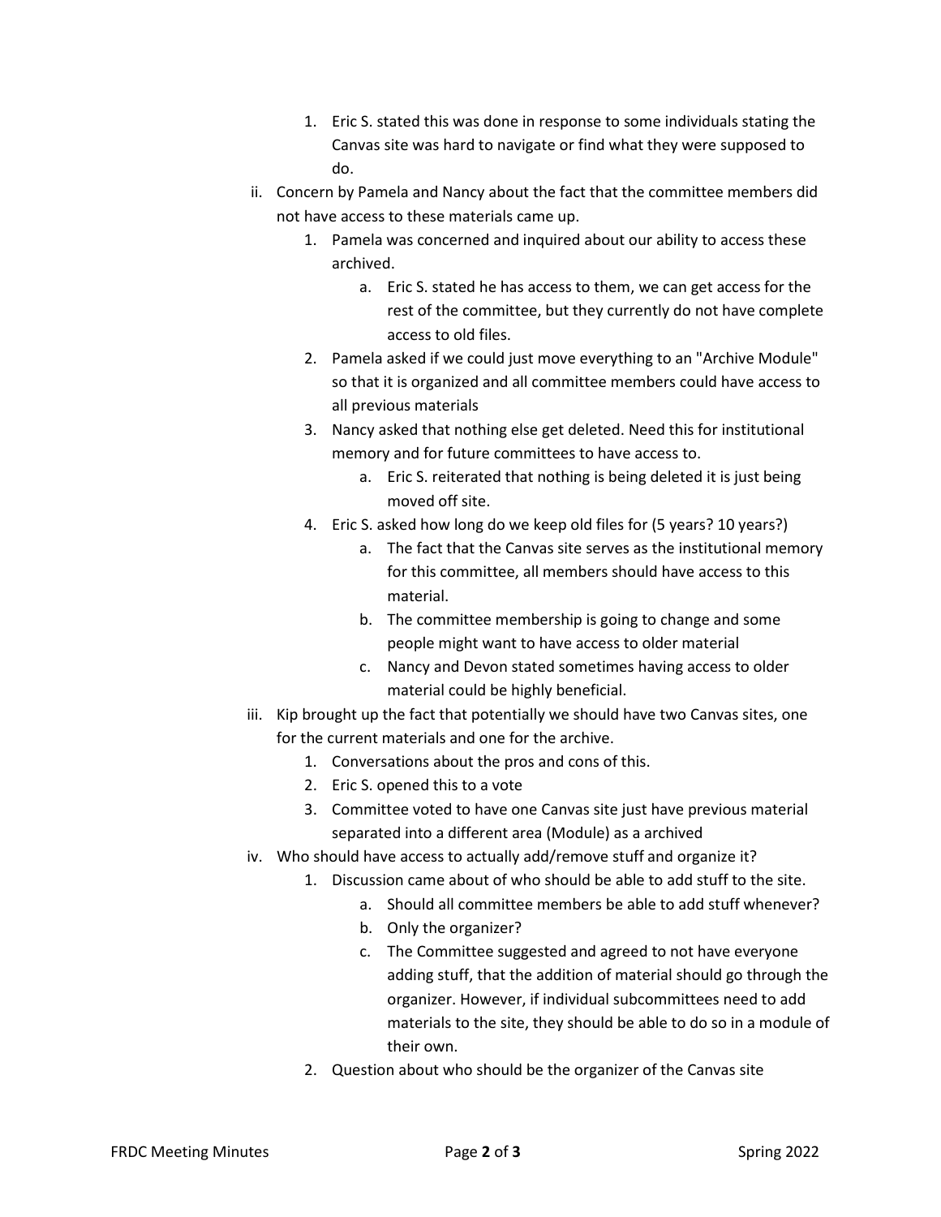1. Eric S. stated this was done in response to some individuals stating the Canvas site was hard to navigate or find what they were supposed to do.

ii. Concern by Pamela and Nancy about the fact that the committee members did not have access to these materials came up.

1. Pamela was concerned and inquired about our ability to access these archived.
   a. Eric S. stated he has access to them, we can get access for the rest of the committee, but they currently do not have complete access to old files.
2. Pamela asked if we could just move everything to an "Archive Module" so that it is organized and all committee members could have access to all previous materials
3. Nancy asked that nothing else get deleted. Need this for institutional memory and for future committees to have access to.
   a. Eric S. reiterated that nothing is being deleted it is just being moved off site.
4. Eric S. asked how long do we keep old files for (5 years? 10 years?)
   a. The fact that the Canvas site serves as the institutional memory for this committee, all members should have access to this material.
   b. The committee membership is going to change and some people might want to have access to older material
   c. Nancy and Devon stated sometimes having access to older material could be highly beneficial.

iii. Kip brought up the fact that potentially we should have two Canvas sites, one for the current materials and one for the archive.

1. Conversations about the pros and cons of this.
2. Eric S. opened this to a vote
3. Committee voted to have one Canvas site just have previous material separated into a different area (Module) as a archived

iv. Who should have access to actually add/remove stuff and organize it?

1. Discussion came about of who should be able to add stuff to the site.
   a. Should all committee members be able to add stuff whenever?
   b. Only the organizer?
   c. The Committee suggested and agreed to not have everyone adding stuff, that the addition of material should go through the organizer. However, if individual subcommittees need to add materials to the site, they should be able to do so in a module of their own.
2. Question about who should be the organizer of the Canvas site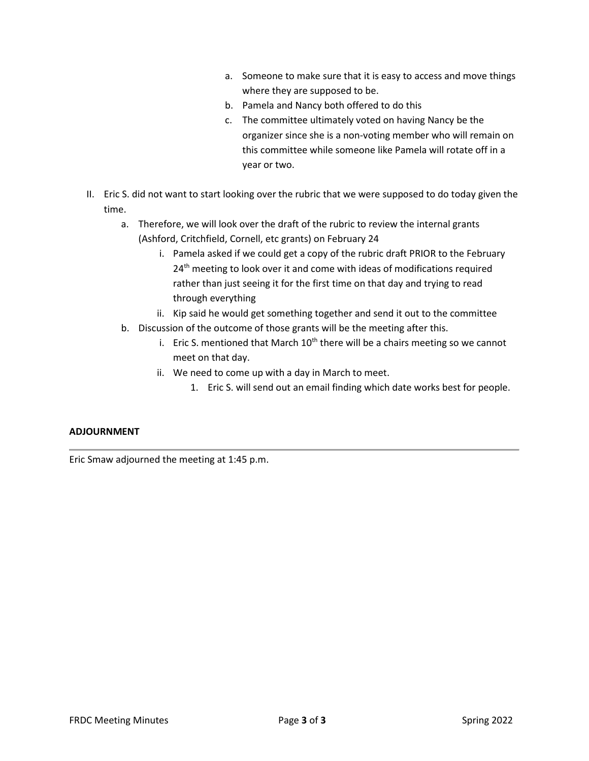a. Someone to make sure that it is easy to access and move things where they are supposed to be.
b. Pamela and Nancy both offered to do this
c. The committee ultimately voted on having Nancy be the organizer since she is a non-voting member who will remain on this committee while someone like Pamela will rotate off in a year or two.

II. Eric S. did not want to start looking over the rubric that we were supposed to do today given the time.
   a. Therefore, we will look over the draft of the rubric to review the internal grants (Ashford, Critchfield, Cornell, etc grants) on February 24
      i. Pamela asked if we could get a copy of the rubric draft PRIOR to the February 24th meeting to look over it and come with ideas of modifications required rather than just seeing it for the first time on that day and trying to read through everything
      ii. Kip said he would get something together and send it out to the committee
   b. Discussion of the outcome of those grants will be the meeting after this.
      i. Eric S. mentioned that March 10th there will be a chairs meeting so we cannot meet on that day.
      ii. We need to come up with a day in March to meet.
         1. Eric S. will send out an email finding which date works best for people.

**ADJOURNMENT**

Eric Smaw adjourned the meeting at 1:45 p.m.